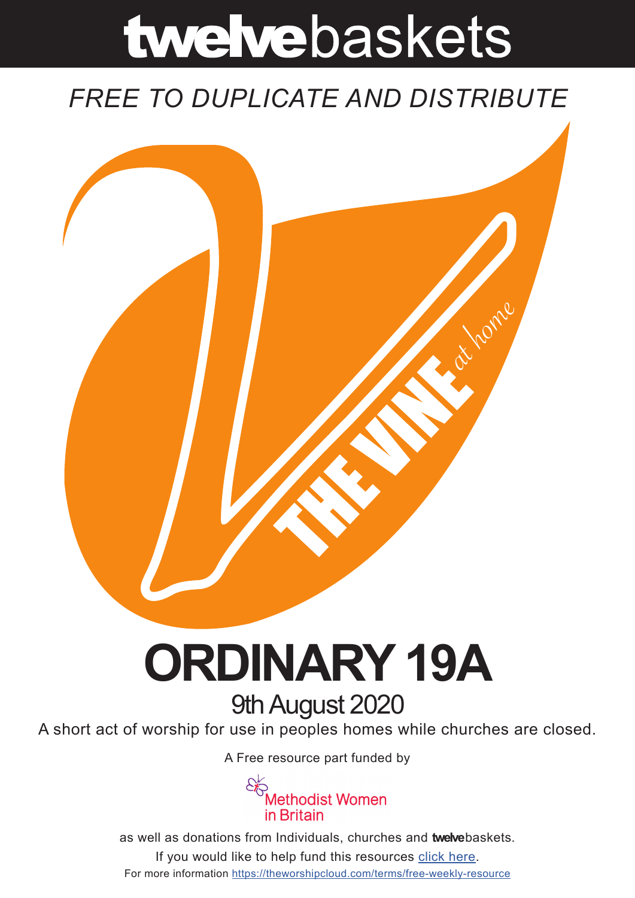# twelvebaskets

*FREE TO DUPLICATE AND DISTRIBUTE*

THE VINE *at home*

# ORDINARY 19A

## 9th August 2020

A short act of worship for use in peoples homes while churches are closed.

A Free resource part funded by

Methodist Women in Britain

as well as donations from Individuals, churches and **twelve**baskets.

If you would like to help fund this resources click here.

For more information https://theworshipcloud.com/terms/free-weekly-resource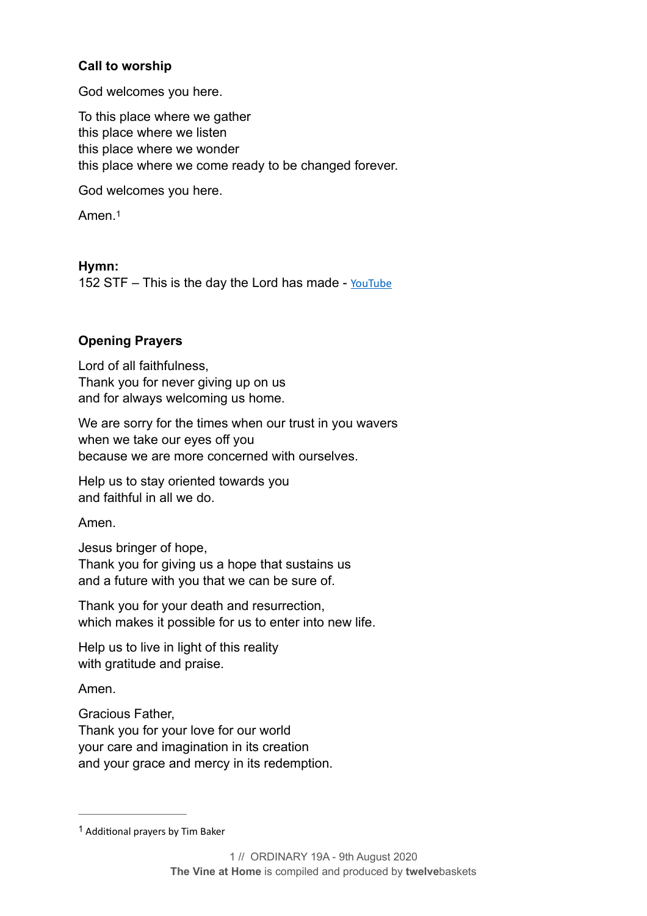**Call to worship**

God welcomes you here.

To this place where we gather
this place where we listen
this place where we wonder
this place where we come ready to be changed forever.

God welcomes you here.

Amen.[1]

**Hymn:**
152 STF – This is the day the Lord has made - YouTube

**Opening Prayers**

Lord of all faithfulness,
Thank you for never giving up on us
and for always welcoming us home.

We are sorry for the times when our trust in you wavers
when we take our eyes off you
because we are more concerned with ourselves.

Help us to stay oriented towards you
and faithful in all we do.

Amen.

Jesus bringer of hope,
Thank you for giving us a hope that sustains us
and a future with you that we can be sure of.

Thank you for your death and resurrection,
which makes it possible for us to enter into new life.

Help us to live in light of this reality
with gratitude and praise.

Amen.

Gracious Father,
Thank you for your love for our world
your care and imagination in its creation
and your grace and mercy in its redemption.

---

[1] Additional prayers by Tim Baker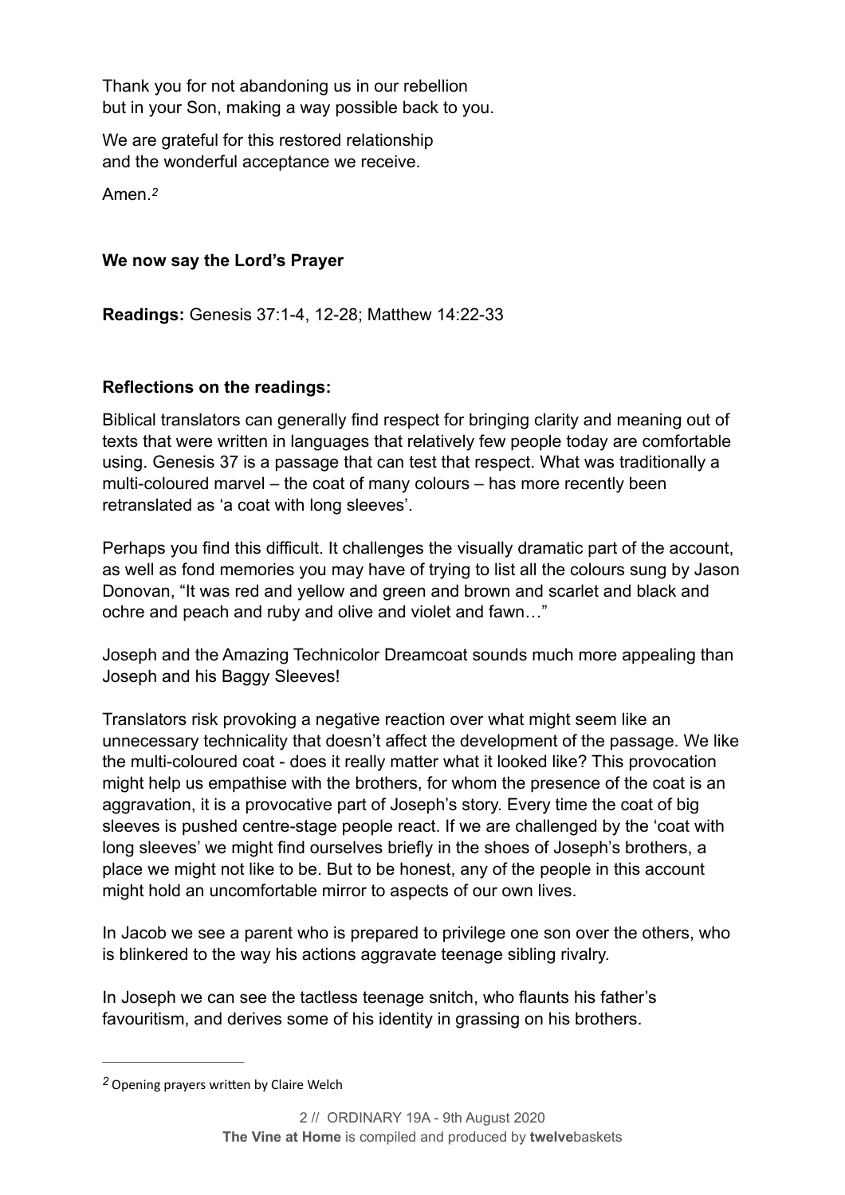Thank you for not abandoning us in our rebellion
but in your Son, making a way possible back to you.

We are grateful for this restored relationship
and the wonderful acceptance we receive.

Amen.[2]

**We now say the Lord's Prayer**

**Readings:** Genesis 37:1-4, 12-28; Matthew 14:22-33

**Reflections on the readings:**

Biblical translators can generally find respect for bringing clarity and meaning out of texts that were written in languages that relatively few people today are comfortable using. Genesis 37 is a passage that can test that respect. What was traditionally a multi-coloured marvel – the coat of many colours – has more recently been retranslated as 'a coat with long sleeves'.

Perhaps you find this difficult. It challenges the visually dramatic part of the account, as well as fond memories you may have of trying to list all the colours sung by Jason Donovan, "It was red and yellow and green and brown and scarlet and black and ochre and peach and ruby and olive and violet and fawn…"

Joseph and the Amazing Technicolor Dreamcoat sounds much more appealing than Joseph and his Baggy Sleeves!

Translators risk provoking a negative reaction over what might seem like an unnecessary technicality that doesn't affect the development of the passage. We like the multi-coloured coat - does it really matter what it looked like? This provocation might help us empathise with the brothers, for whom the presence of the coat is an aggravation, it is a provocative part of Joseph's story. Every time the coat of big sleeves is pushed centre-stage people react. If we are challenged by the 'coat with long sleeves' we might find ourselves briefly in the shoes of Joseph's brothers, a place we might not like to be. But to be honest, any of the people in this account might hold an uncomfortable mirror to aspects of our own lives.

In Jacob we see a parent who is prepared to privilege one son over the others, who is blinkered to the way his actions aggravate teenage sibling rivalry.

In Joseph we can see the tactless teenage snitch, who flaunts his father's favouritism, and derives some of his identity in grassing on his brothers.

---

[2] Opening prayers written by Claire Welch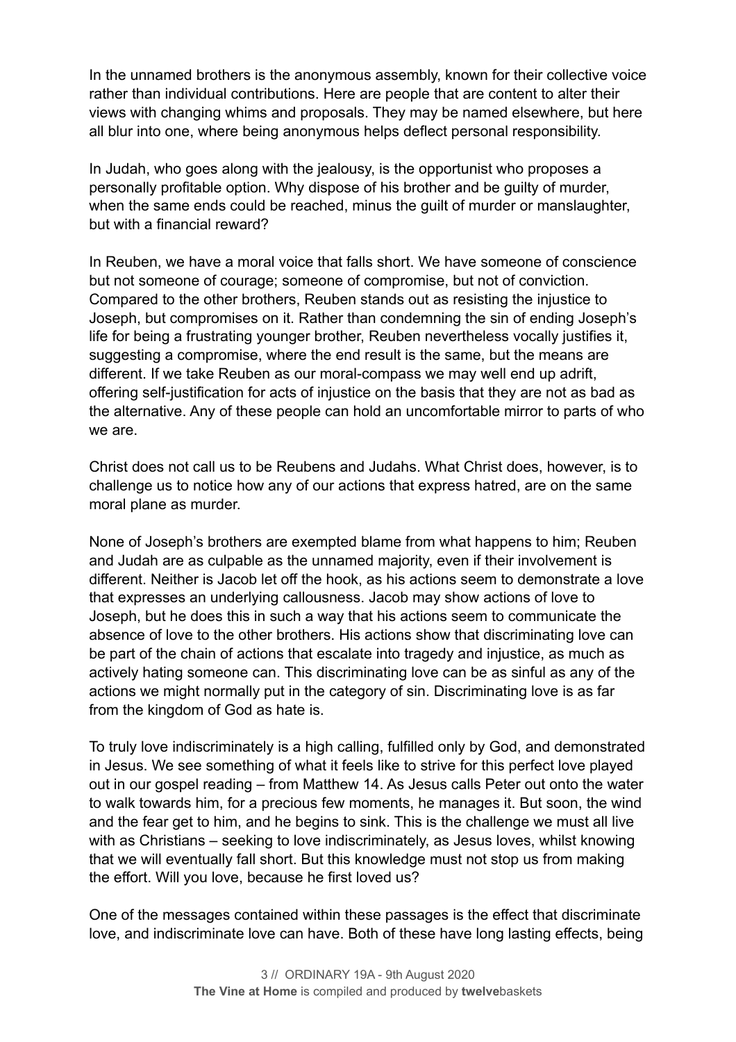In the unnamed brothers is the anonymous assembly, known for their collective voice rather than individual contributions. Here are people that are content to alter their views with changing whims and proposals. They may be named elsewhere, but here all blur into one, where being anonymous helps deflect personal responsibility.

In Judah, who goes along with the jealousy, is the opportunist who proposes a personally profitable option. Why dispose of his brother and be guilty of murder, when the same ends could be reached, minus the guilt of murder or manslaughter, but with a financial reward?

In Reuben, we have a moral voice that falls short. We have someone of conscience but not someone of courage; someone of compromise, but not of conviction. Compared to the other brothers, Reuben stands out as resisting the injustice to Joseph, but compromises on it. Rather than condemning the sin of ending Joseph's life for being a frustrating younger brother, Reuben nevertheless vocally justifies it, suggesting a compromise, where the end result is the same, but the means are different. If we take Reuben as our moral-compass we may well end up adrift, offering self-justification for acts of injustice on the basis that they are not as bad as the alternative. Any of these people can hold an uncomfortable mirror to parts of who we are.

Christ does not call us to be Reubens and Judahs. What Christ does, however, is to challenge us to notice how any of our actions that express hatred, are on the same moral plane as murder.

None of Joseph's brothers are exempted blame from what happens to him; Reuben and Judah are as culpable as the unnamed majority, even if their involvement is different. Neither is Jacob let off the hook, as his actions seem to demonstrate a love that expresses an underlying callousness. Jacob may show actions of love to Joseph, but he does this in such a way that his actions seem to communicate the absence of love to the other brothers. His actions show that discriminating love can be part of the chain of actions that escalate into tragedy and injustice, as much as actively hating someone can. This discriminating love can be as sinful as any of the actions we might normally put in the category of sin. Discriminating love is as far from the kingdom of God as hate is.

To truly love indiscriminately is a high calling, fulfilled only by God, and demonstrated in Jesus. We see something of what it feels like to strive for this perfect love played out in our gospel reading – from Matthew 14. As Jesus calls Peter out onto the water to walk towards him, for a precious few moments, he manages it. But soon, the wind and the fear get to him, and he begins to sink. This is the challenge we must all live with as Christians – seeking to love indiscriminately, as Jesus loves, whilst knowing that we will eventually fall short. But this knowledge must not stop us from making the effort. Will you love, because he first loved us?

One of the messages contained within these passages is the effect that discriminate love, and indiscriminate love can have. Both of these have long lasting effects, being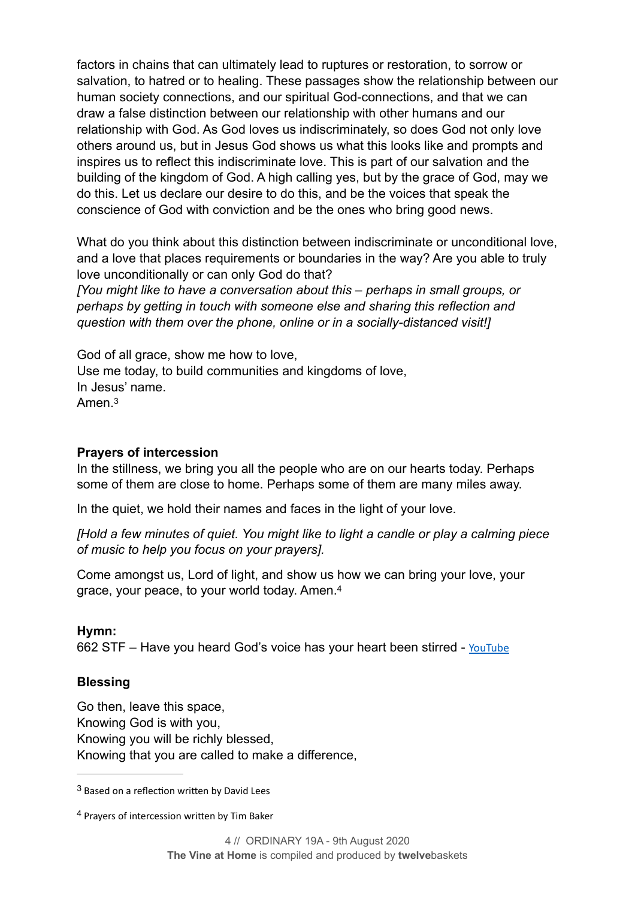factors in chains that can ultimately lead to ruptures or restoration, to sorrow or salvation, to hatred or to healing. These passages show the relationship between our human society connections, and our spiritual God-connections, and that we can draw a false distinction between our relationship with other humans and our relationship with God. As God loves us indiscriminately, so does God not only love others around us, but in Jesus God shows us what this looks like and prompts and inspires us to reflect this indiscriminate love. This is part of our salvation and the building of the kingdom of God. A high calling yes, but by the grace of God, may we do this. Let us declare our desire to do this, and be the voices that speak the conscience of God with conviction and be the ones who bring good news.

What do you think about this distinction between indiscriminate or unconditional love, and a love that places requirements or boundaries in the way? Are you able to truly love unconditionally or can only God do that?
*[You might like to have a conversation about this – perhaps in small groups, or perhaps by getting in touch with someone else and sharing this reflection and question with them over the phone, online or in a socially-distanced visit!]*

God of all grace, show me how to love,
Use me today, to build communities and kingdoms of love,
In Jesus' name.
Amen.[3]

**Prayers of intercession**

In the stillness, we bring you all the people who are on our hearts today. Perhaps some of them are close to home. Perhaps some of them are many miles away.

In the quiet, we hold their names and faces in the light of your love.

*[Hold a few minutes of quiet. You might like to light a candle or play a calming piece of music to help you focus on your prayers].*

Come amongst us, Lord of light, and show us how we can bring your love, your grace, your peace, to your world today. Amen.[4]

**Hymn:**
662 STF – Have you heard God's voice has your heart been stirred - YouTube

**Blessing**

Go then, leave this space,
Knowing God is with you,
Knowing you will be richly blessed,
Knowing that you are called to make a difference,

---

[3] Based on a reflection written by David Lees

[4] Prayers of intercession written by Tim Baker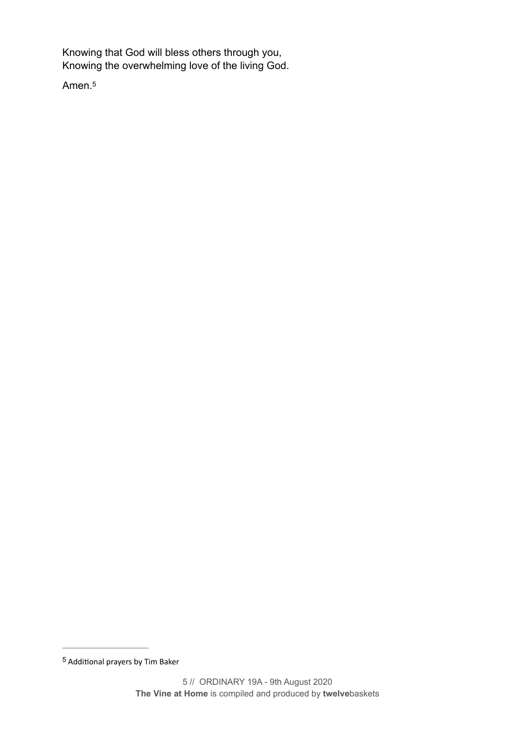Knowing that God will bless others through you,
Knowing the overwhelming love of the living God.

Amen.[5]

---

[5] Additional prayers by Tim Baker